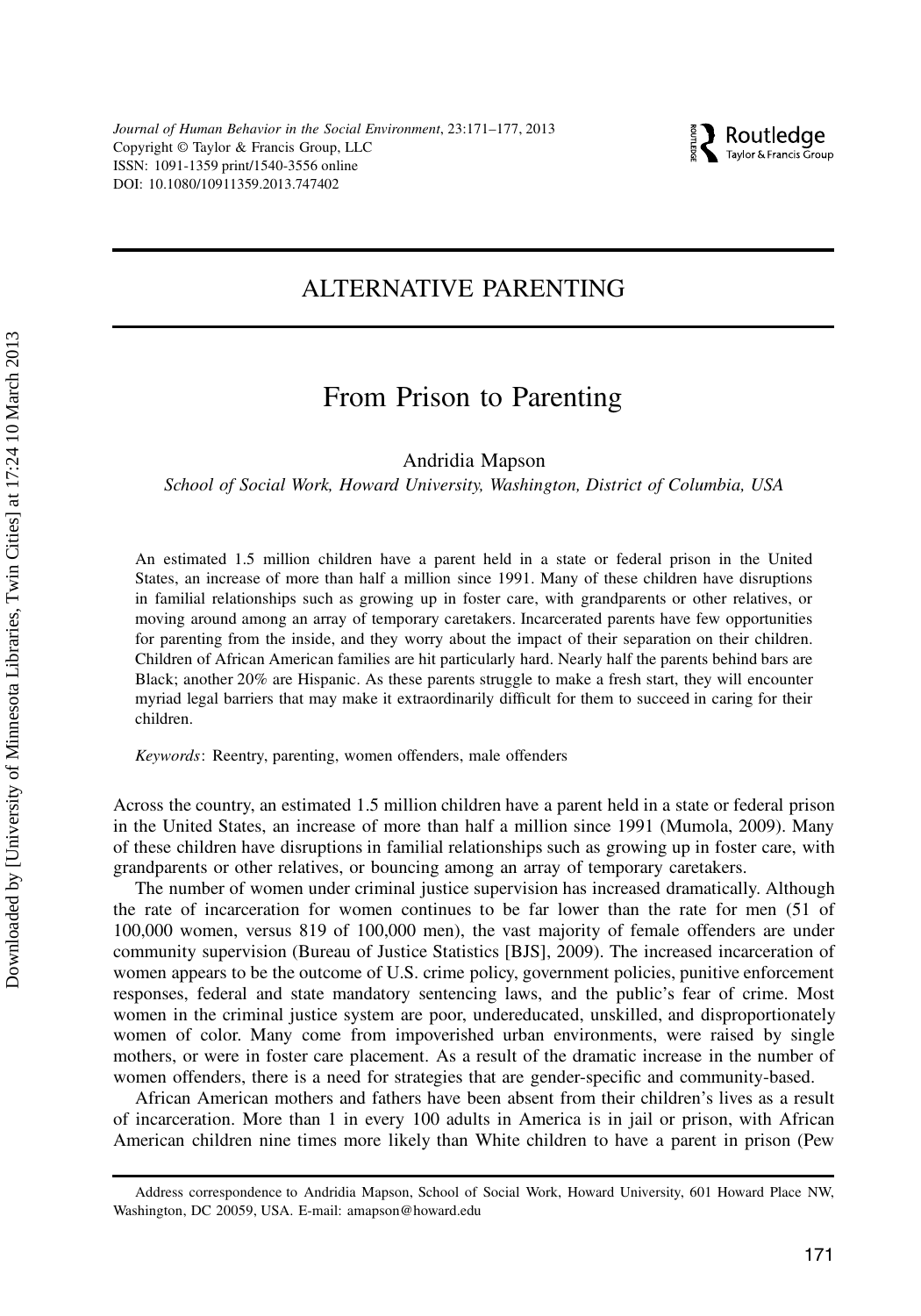# ALTERNATIVE PARENTING

## From Prison to Parenting

Andridia Mapson

*School of Social Work, Howard University, Washington, District of Columbia, USA*

An estimated 1.5 million children have a parent held in a state or federal prison in the United States, an increase of more than half a million since 1991. Many of these children have disruptions in familial relationships such as growing up in foster care, with grandparents or other relatives, or moving around among an array of temporary caretakers. Incarcerated parents have few opportunities for parenting from the inside, and they worry about the impact of their separation on their children. Children of African American families are hit particularly hard. Nearly half the parents behind bars are Black; another 20% are Hispanic. As these parents struggle to make a fresh start, they will encounter myriad legal barriers that may make it extraordinarily difficult for them to succeed in caring for their children.

*Keywords*: Reentry, parenting, women offenders, male offenders

Across the country, an estimated 1.5 million children have a parent held in a state or federal prison in the United States, an increase of more than half a million since 1991 (Mumola, 2009). Many of these children have disruptions in familial relationships such as growing up in foster care, with grandparents or other relatives, or bouncing among an array of temporary caretakers.

The number of women under criminal justice supervision has increased dramatically. Although the rate of incarceration for women continues to be far lower than the rate for men (51 of 100,000 women, versus 819 of 100,000 men), the vast majority of female offenders are under community supervision (Bureau of Justice Statistics [BJS], 2009). The increased incarceration of women appears to be the outcome of U.S. crime policy, government policies, punitive enforcement responses, federal and state mandatory sentencing laws, and the public's fear of crime. Most women in the criminal justice system are poor, undereducated, unskilled, and disproportionately women of color. Many come from impoverished urban environments, were raised by single mothers, or were in foster care placement. As a result of the dramatic increase in the number of women offenders, there is a need for strategies that are gender-specific and community-based.

African American mothers and fathers have been absent from their children's lives as a result of incarceration. More than 1 in every 100 adults in America is in jail or prison, with African American children nine times more likely than White children to have a parent in prison (Pew

Address correspondence to Andridia Mapson, School of Social Work, Howard University, 601 Howard Place NW, Washington, DC 20059, USA. E-mail: amapson@howard.edu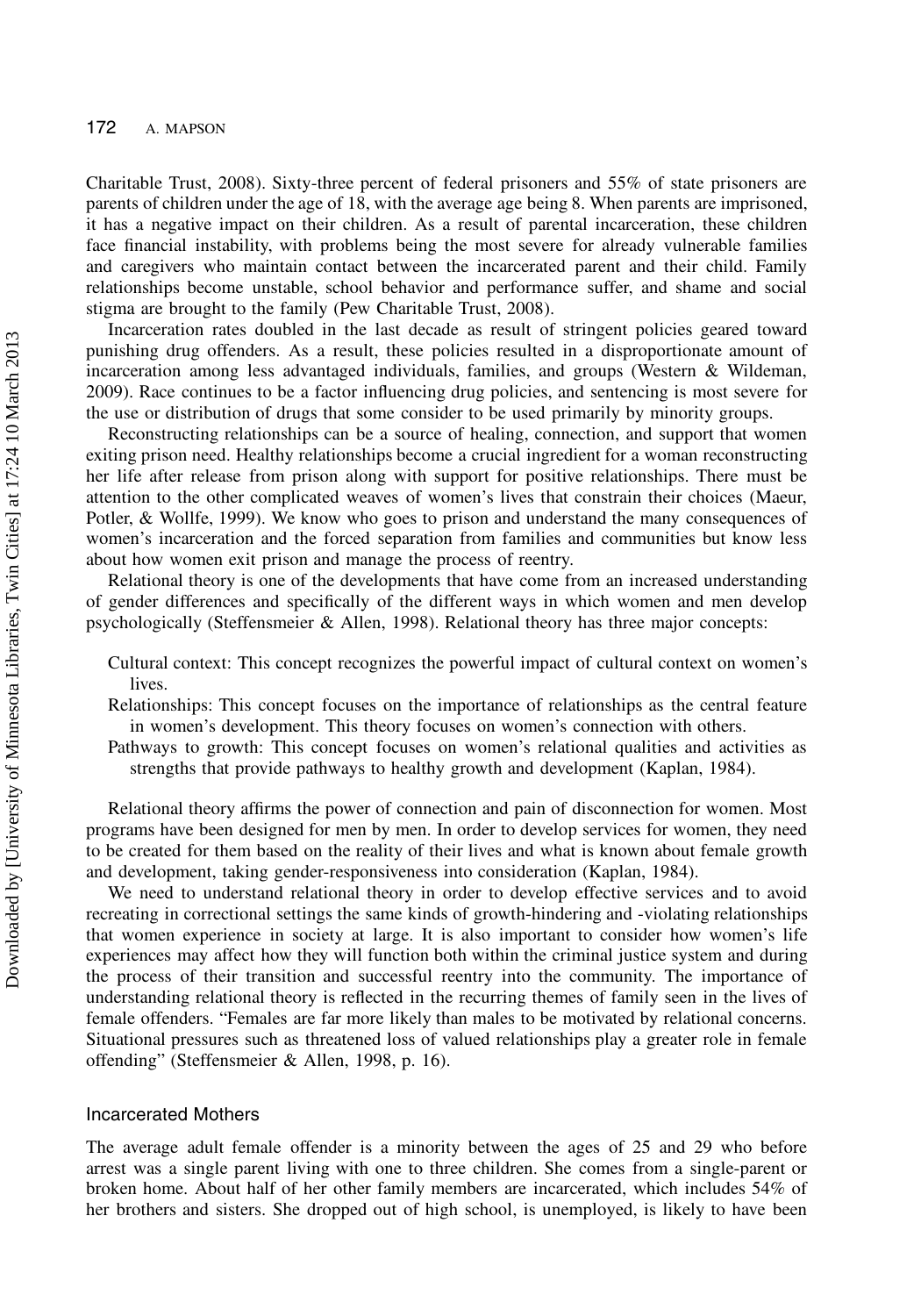Charitable Trust, 2008). Sixty-three percent of federal prisoners and 55% of state prisoners are parents of children under the age of 18, with the average age being 8. When parents are imprisoned, it has a negative impact on their children. As a result of parental incarceration, these children face financial instability, with problems being the most severe for already vulnerable families and caregivers who maintain contact between the incarcerated parent and their child. Family relationships become unstable, school behavior and performance suffer, and shame and social stigma are brought to the family (Pew Charitable Trust, 2008).

Incarceration rates doubled in the last decade as result of stringent policies geared toward punishing drug offenders. As a result, these policies resulted in a disproportionate amount of incarceration among less advantaged individuals, families, and groups (Western & Wildeman, 2009). Race continues to be a factor influencing drug policies, and sentencing is most severe for the use or distribution of drugs that some consider to be used primarily by minority groups.

Reconstructing relationships can be a source of healing, connection, and support that women exiting prison need. Healthy relationships become a crucial ingredient for a woman reconstructing her life after release from prison along with support for positive relationships. There must be attention to the other complicated weaves of women's lives that constrain their choices (Maeur, Potler, & Wollfe, 1999). We know who goes to prison and understand the many consequences of women's incarceration and the forced separation from families and communities but know less about how women exit prison and manage the process of reentry.

Relational theory is one of the developments that have come from an increased understanding of gender differences and specifically of the different ways in which women and men develop psychologically (Steffensmeier & Allen, 1998). Relational theory has three major concepts:

- Cultural context: This concept recognizes the powerful impact of cultural context on women's lives.
- Relationships: This concept focuses on the importance of relationships as the central feature in women's development. This theory focuses on women's connection with others.
- Pathways to growth: This concept focuses on women's relational qualities and activities as strengths that provide pathways to healthy growth and development (Kaplan, 1984).

Relational theory affirms the power of connection and pain of disconnection for women. Most programs have been designed for men by men. In order to develop services for women, they need to be created for them based on the reality of their lives and what is known about female growth and development, taking gender-responsiveness into consideration (Kaplan, 1984).

We need to understand relational theory in order to develop effective services and to avoid recreating in correctional settings the same kinds of growth-hindering and -violating relationships that women experience in society at large. It is also important to consider how women's life experiences may affect how they will function both within the criminal justice system and during the process of their transition and successful reentry into the community. The importance of understanding relational theory is reflected in the recurring themes of family seen in the lives of female offenders. "Females are far more likely than males to be motivated by relational concerns. Situational pressures such as threatened loss of valued relationships play a greater role in female offending" (Steffensmeier & Allen, 1998, p. 16).

## Incarcerated Mothers

The average adult female offender is a minority between the ages of 25 and 29 who before arrest was a single parent living with one to three children. She comes from a single-parent or broken home. About half of her other family members are incarcerated, which includes 54% of her brothers and sisters. She dropped out of high school, is unemployed, is likely to have been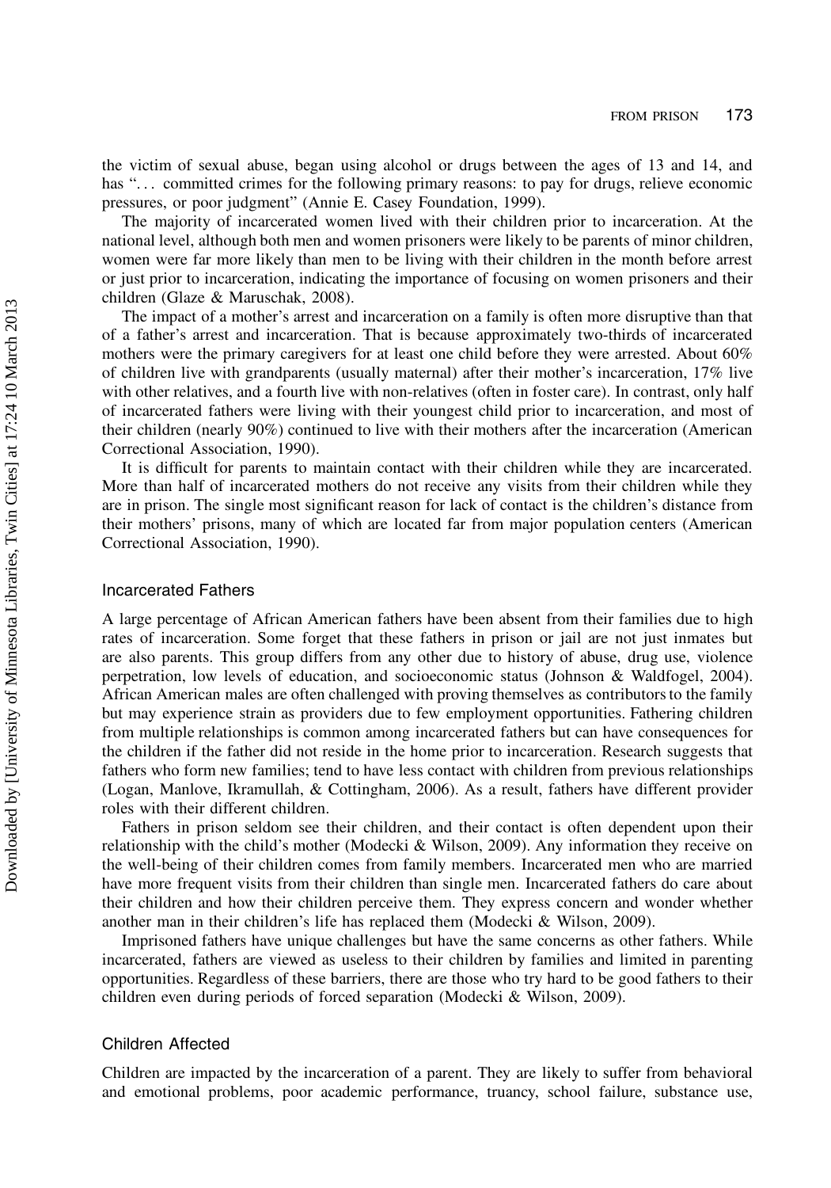the victim of sexual abuse, began using alcohol or drugs between the ages of 13 and 14, and has "... committed crimes for the following primary reasons: to pay for drugs, relieve economic pressures, or poor judgment" (Annie E. Casey Foundation, 1999).

The majority of incarcerated women lived with their children prior to incarceration. At the national level, although both men and women prisoners were likely to be parents of minor children, women were far more likely than men to be living with their children in the month before arrest or just prior to incarceration, indicating the importance of focusing on women prisoners and their children (Glaze & Maruschak, 2008).

The impact of a mother's arrest and incarceration on a family is often more disruptive than that of a father's arrest and incarceration. That is because approximately two-thirds of incarcerated mothers were the primary caregivers for at least one child before they were arrested. About 60% of children live with grandparents (usually maternal) after their mother's incarceration, 17% live with other relatives, and a fourth live with non-relatives (often in foster care). In contrast, only half of incarcerated fathers were living with their youngest child prior to incarceration, and most of their children (nearly 90%) continued to live with their mothers after the incarceration (American Correctional Association, 1990).

It is difficult for parents to maintain contact with their children while they are incarcerated. More than half of incarcerated mothers do not receive any visits from their children while they are in prison. The single most significant reason for lack of contact is the children's distance from their mothers' prisons, many of which are located far from major population centers (American Correctional Association, 1990).

### Incarcerated Fathers

A large percentage of African American fathers have been absent from their families due to high rates of incarceration. Some forget that these fathers in prison or jail are not just inmates but are also parents. This group differs from any other due to history of abuse, drug use, violence perpetration, low levels of education, and socioeconomic status (Johnson & Waldfogel, 2004). African American males are often challenged with proving themselves as contributors to the family but may experience strain as providers due to few employment opportunities. Fathering children from multiple relationships is common among incarcerated fathers but can have consequences for the children if the father did not reside in the home prior to incarceration. Research suggests that fathers who form new families; tend to have less contact with children from previous relationships (Logan, Manlove, Ikramullah, & Cottingham, 2006). As a result, fathers have different provider roles with their different children.

Fathers in prison seldom see their children, and their contact is often dependent upon their relationship with the child's mother (Modecki & Wilson, 2009). Any information they receive on the well-being of their children comes from family members. Incarcerated men who are married have more frequent visits from their children than single men. Incarcerated fathers do care about their children and how their children perceive them. They express concern and wonder whether another man in their children's life has replaced them (Modecki & Wilson, 2009).

Imprisoned fathers have unique challenges but have the same concerns as other fathers. While incarcerated, fathers are viewed as useless to their children by families and limited in parenting opportunities. Regardless of these barriers, there are those who try hard to be good fathers to their children even during periods of forced separation (Modecki & Wilson, 2009).

### Children Affected

Children are impacted by the incarceration of a parent. They are likely to suffer from behavioral and emotional problems, poor academic performance, truancy, school failure, substance use,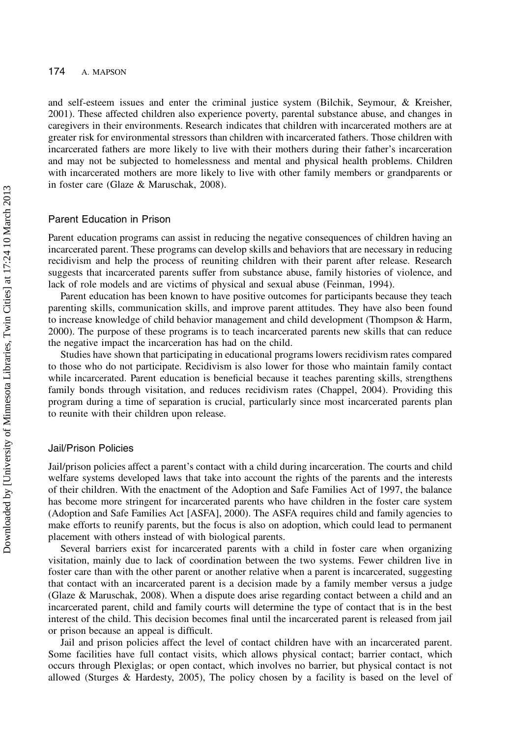and self-esteem issues and enter the criminal justice system (Bilchik, Seymour, & Kreisher, 2001). These affected children also experience poverty, parental substance abuse, and changes in caregivers in their environments. Research indicates that children with incarcerated mothers are at greater risk for environmental stressors than children with incarcerated fathers. Those children with incarcerated fathers are more likely to live with their mothers during their father's incarceration and may not be subjected to homelessness and mental and physical health problems. Children with incarcerated mothers are more likely to live with other family members or grandparents or in foster care (Glaze & Maruschak, 2008).

### Parent Education in Prison

Parent education programs can assist in reducing the negative consequences of children having an incarcerated parent. These programs can develop skills and behaviors that are necessary in reducing recidivism and help the process of reuniting children with their parent after release. Research suggests that incarcerated parents suffer from substance abuse, family histories of violence, and lack of role models and are victims of physical and sexual abuse (Feinman, 1994).

Parent education has been known to have positive outcomes for participants because they teach parenting skills, communication skills, and improve parent attitudes. They have also been found to increase knowledge of child behavior management and child development (Thompson & Harm, 2000). The purpose of these programs is to teach incarcerated parents new skills that can reduce the negative impact the incarceration has had on the child.

Studies have shown that participating in educational programs lowers recidivism rates compared to those who do not participate. Recidivism is also lower for those who maintain family contact while incarcerated. Parent education is beneficial because it teaches parenting skills, strengthens family bonds through visitation, and reduces recidivism rates (Chappel, 2004). Providing this program during a time of separation is crucial, particularly since most incarcerated parents plan to reunite with their children upon release.

### Jail/Prison Policies

Jail/prison policies affect a parent's contact with a child during incarceration. The courts and child welfare systems developed laws that take into account the rights of the parents and the interests of their children. With the enactment of the Adoption and Safe Families Act of 1997, the balance has become more stringent for incarcerated parents who have children in the foster care system (Adoption and Safe Families Act [ASFA], 2000). The ASFA requires child and family agencies to make efforts to reunify parents, but the focus is also on adoption, which could lead to permanent placement with others instead of with biological parents.

Several barriers exist for incarcerated parents with a child in foster care when organizing visitation, mainly due to lack of coordination between the two systems. Fewer children live in foster care than with the other parent or another relative when a parent is incarcerated, suggesting that contact with an incarcerated parent is a decision made by a family member versus a judge (Glaze & Maruschak, 2008). When a dispute does arise regarding contact between a child and an incarcerated parent, child and family courts will determine the type of contact that is in the best interest of the child. This decision becomes final until the incarcerated parent is released from jail or prison because an appeal is difficult.

Jail and prison policies affect the level of contact children have with an incarcerated parent. Some facilities have full contact visits, which allows physical contact; barrier contact, which occurs through Plexiglas; or open contact, which involves no barrier, but physical contact is not allowed (Sturges & Hardesty, 2005), The policy chosen by a facility is based on the level of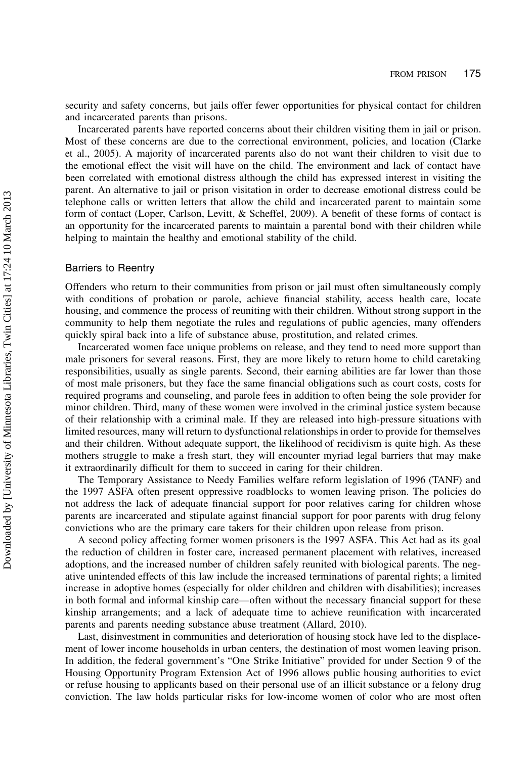security and safety concerns, but jails offer fewer opportunities for physical contact for children and incarcerated parents than prisons.

Incarcerated parents have reported concerns about their children visiting them in jail or prison. Most of these concerns are due to the correctional environment, policies, and location (Clarke et al., 2005). A majority of incarcerated parents also do not want their children to visit due to the emotional effect the visit will have on the child. The environment and lack of contact have been correlated with emotional distress although the child has expressed interest in visiting the parent. An alternative to jail or prison visitation in order to decrease emotional distress could be telephone calls or written letters that allow the child and incarcerated parent to maintain some form of contact (Loper, Carlson, Levitt, & Scheffel, 2009). A benefit of these forms of contact is an opportunity for the incarcerated parents to maintain a parental bond with their children while helping to maintain the healthy and emotional stability of the child.

## Barriers to Reentry

Offenders who return to their communities from prison or jail must often simultaneously comply with conditions of probation or parole, achieve financial stability, access health care, locate housing, and commence the process of reuniting with their children. Without strong support in the community to help them negotiate the rules and regulations of public agencies, many offenders quickly spiral back into a life of substance abuse, prostitution, and related crimes.

Incarcerated women face unique problems on release, and they tend to need more support than male prisoners for several reasons. First, they are more likely to return home to child caretaking responsibilities, usually as single parents. Second, their earning abilities are far lower than those of most male prisoners, but they face the same financial obligations such as court costs, costs for required programs and counseling, and parole fees in addition to often being the sole provider for minor children. Third, many of these women were involved in the criminal justice system because of their relationship with a criminal male. If they are released into high-pressure situations with limited resources, many will return to dysfunctional relationships in order to provide for themselves and their children. Without adequate support, the likelihood of recidivism is quite high. As these mothers struggle to make a fresh start, they will encounter myriad legal barriers that may make it extraordinarily difficult for them to succeed in caring for their children.

The Temporary Assistance to Needy Families welfare reform legislation of 1996 (TANF) and the 1997 ASFA often present oppressive roadblocks to women leaving prison. The policies do not address the lack of adequate financial support for poor relatives caring for children whose parents are incarcerated and stipulate against financial support for poor parents with drug felony convictions who are the primary care takers for their children upon release from prison.

A second policy affecting former women prisoners is the 1997 ASFA. This Act had as its goal the reduction of children in foster care, increased permanent placement with relatives, increased adoptions, and the increased number of children safely reunited with biological parents. The negative unintended effects of this law include the increased terminations of parental rights; a limited increase in adoptive homes (especially for older children and children with disabilities); increases in both formal and informal kinship care—often without the necessary financial support for these kinship arrangements; and a lack of adequate time to achieve reunification with incarcerated parents and parents needing substance abuse treatment (Allard, 2010).

Last, disinvestment in communities and deterioration of housing stock have led to the displacement of lower income households in urban centers, the destination of most women leaving prison. In addition, the federal government's "One Strike Initiative" provided for under Section 9 of the Housing Opportunity Program Extension Act of 1996 allows public housing authorities to evict or refuse housing to applicants based on their personal use of an illicit substance or a felony drug conviction. The law holds particular risks for low-income women of color who are most often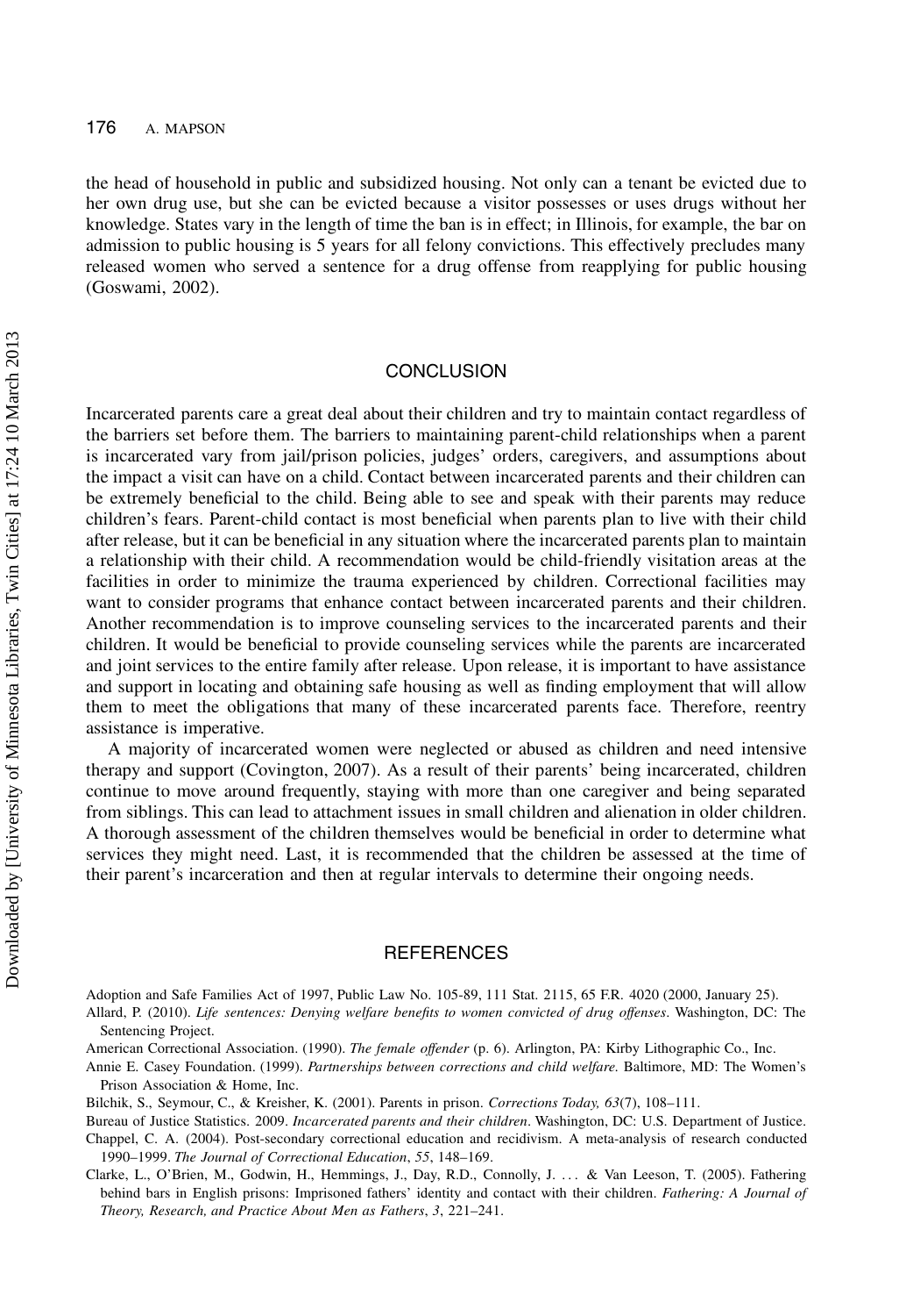the head of household in public and subsidized housing. Not only can a tenant be evicted due to her own drug use, but she can be evicted because a visitor possesses or uses drugs without her knowledge. States vary in the length of time the ban is in effect; in Illinois, for example, the bar on admission to public housing is 5 years for all felony convictions. This effectively precludes many released women who served a sentence for a drug offense from reapplying for public housing (Goswami, 2002).

## CONCLUSION

Incarcerated parents care a great deal about their children and try to maintain contact regardless of the barriers set before them. The barriers to maintaining parent-child relationships when a parent is incarcerated vary from jail/prison policies, judges' orders, caregivers, and assumptions about the impact a visit can have on a child. Contact between incarcerated parents and their children can be extremely beneficial to the child. Being able to see and speak with their parents may reduce children's fears. Parent-child contact is most beneficial when parents plan to live with their child after release, but it can be beneficial in any situation where the incarcerated parents plan to maintain a relationship with their child. A recommendation would be child-friendly visitation areas at the facilities in order to minimize the trauma experienced by children. Correctional facilities may want to consider programs that enhance contact between incarcerated parents and their children. Another recommendation is to improve counseling services to the incarcerated parents and their children. It would be beneficial to provide counseling services while the parents are incarcerated and joint services to the entire family after release. Upon release, it is important to have assistance and support in locating and obtaining safe housing as well as finding employment that will allow them to meet the obligations that many of these incarcerated parents face. Therefore, reentry assistance is imperative.

A majority of incarcerated women were neglected or abused as children and need intensive therapy and support (Covington, 2007). As a result of their parents' being incarcerated, children continue to move around frequently, staying with more than one caregiver and being separated from siblings. This can lead to attachment issues in small children and alienation in older children. A thorough assessment of the children themselves would be beneficial in order to determine what services they might need. Last, it is recommended that the children be assessed at the time of their parent's incarceration and then at regular intervals to determine their ongoing needs.

## REFERENCES

Adoption and Safe Families Act of 1997, Public Law No. 105-89, 111 Stat. 2115, 65 F.R. 4020 (2000, January 25).

Allard, P. (2010). *Life sentences: Denying welfare benefits to women convicted of drug offenses*. Washington, DC: The Sentencing Project.

American Correctional Association. (1990). *The female offender* (p. 6). Arlington, PA: Kirby Lithographic Co., Inc.

Annie E. Casey Foundation. (1999). *Partnerships between corrections and child welfare.* Baltimore, MD: The Women's Prison Association & Home, Inc.

Bilchik, S., Seymour, C., & Kreisher, K. (2001). Parents in prison. *Corrections Today, 63*(7), 108–111.

Bureau of Justice Statistics. 2009. *Incarcerated parents and their children*. Washington, DC: U.S. Department of Justice.

Chappel, C. A. (2004). Post-secondary correctional education and recidivism. A meta-analysis of research conducted 1990–1999. *The Journal of Correctional Education*, *55*, 148–169.

Clarke, L., O'Brien, M., Godwin, H., Hemmings, J., Day, R.D., Connolly, J. ... & Van Leeson, T. (2005). Fathering behind bars in English prisons: Imprisoned fathers' identity and contact with their children. *Fathering: A Journal of Theory, Research, and Practice About Men as Fathers*, *3*, 221–241.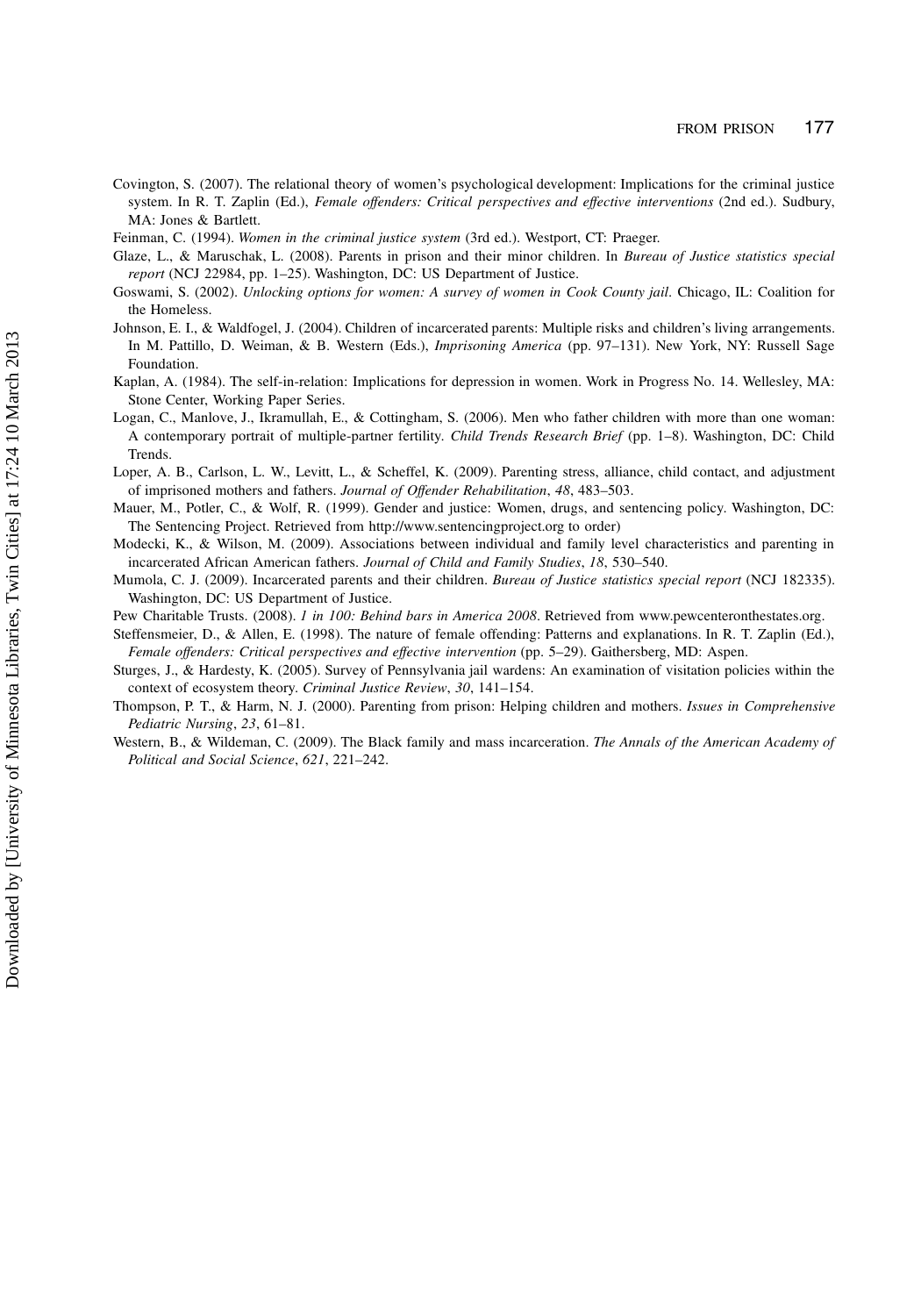Covington, S. (2007). The relational theory of women's psychological development: Implications for the criminal justice system. In R. T. Zaplin (Ed.), *Female offenders: Critical perspectives and effective interventions* (2nd ed.). Sudbury, MA: Jones & Bartlett.

Feinman, C. (1994). *Women in the criminal justice system* (3rd ed.). Westport, CT: Praeger.

Glaze, L., & Maruschak, L. (2008). Parents in prison and their minor children. In *Bureau of Justice statistics special report* (NCJ 22984, pp. 1–25). Washington, DC: US Department of Justice.

Goswami, S. (2002). *Unlocking options for women: A survey of women in Cook County jail*. Chicago, IL: Coalition for the Homeless.

Johnson, E. I., & Waldfogel, J. (2004). Children of incarcerated parents: Multiple risks and children's living arrangements. In M. Pattillo, D. Weiman, & B. Western (Eds.), *Imprisoning America* (pp. 97–131). New York, NY: Russell Sage Foundation.

Kaplan, A. (1984). The self-in-relation: Implications for depression in women. Work in Progress No. 14. Wellesley, MA: Stone Center, Working Paper Series.

Logan, C., Manlove, J., Ikramullah, E., & Cottingham, S. (2006). Men who father children with more than one woman: A contemporary portrait of multiple-partner fertility. *Child Trends Research Brief* (pp. 1–8). Washington, DC: Child Trends.

Loper, A. B., Carlson, L. W., Levitt, L., & Scheffel, K. (2009). Parenting stress, alliance, child contact, and adjustment of imprisoned mothers and fathers. *Journal of Offender Rehabilitation*, *48*, 483–503.

Mauer, M., Potler, C., & Wolf, R. (1999). Gender and justice: Women, drugs, and sentencing policy. Washington, DC: The Sentencing Project. Retrieved from http://www.sentencingproject.org to order)

Modecki, K., & Wilson, M. (2009). Associations between individual and family level characteristics and parenting in incarcerated African American fathers. *Journal of Child and Family Studies*, *18*, 530–540.

Mumola, C. J. (2009). Incarcerated parents and their children. *Bureau of Justice statistics special report* (NCJ 182335). Washington, DC: US Department of Justice.

Pew Charitable Trusts. (2008). *1 in 100: Behind bars in America 2008*. Retrieved from www.pewcenteronthestates.org.

Steffensmeier, D., & Allen, E. (1998). The nature of female offending: Patterns and explanations. In R. T. Zaplin (Ed.), *Female offenders: Critical perspectives and effective intervention* (pp. 5–29). Gaithersberg, MD: Aspen.

Sturges, J., & Hardesty, K. (2005). Survey of Pennsylvania jail wardens: An examination of visitation policies within the context of ecosystem theory. *Criminal Justice Review*, *30*, 141–154.

Thompson, P. T., & Harm, N. J. (2000). Parenting from prison: Helping children and mothers. *Issues in Comprehensive Pediatric Nursing*, *23*, 61–81.

Western, B., & Wildeman, C. (2009). The Black family and mass incarceration. *The Annals of the American Academy of Political and Social Science*, *621*, 221–242.